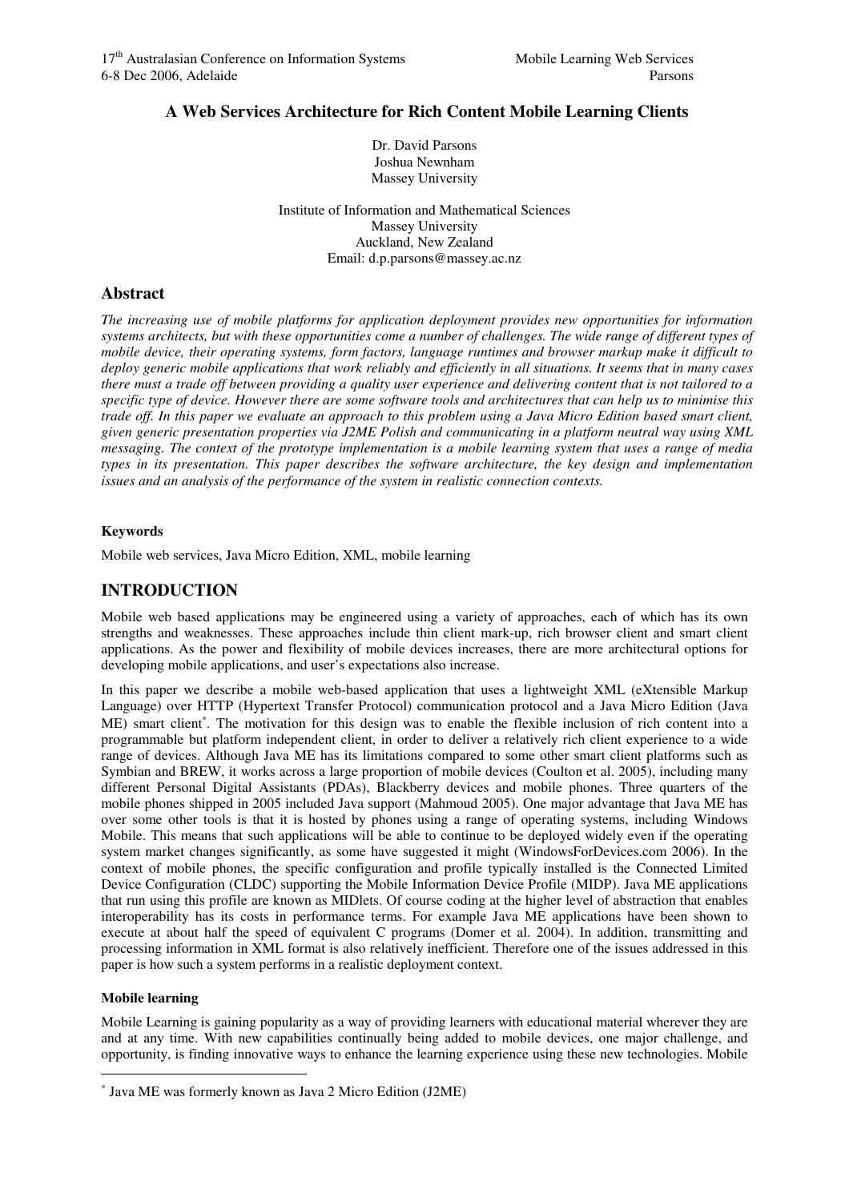# A Web Services Architecture for Rich Content Mobile Learning Clients

Dr. David Parsons
Joshua Newnham
Massey University

Institute of Information and Mathematical Sciences
Massey University
Auckland, New Zealand
Email: d.p.parsons@massey.ac.nz

## Abstract

*The increasing use of mobile platforms for application deployment provides new opportunities for information systems architects, but with these opportunities come a number of challenges. The wide range of different types of mobile device, their operating systems, form factors, language runtimes and browser markup make it difficult to deploy generic mobile applications that work reliably and efficiently in all situations. It seems that in many cases there must a trade off between providing a quality user experience and delivering content that is not tailored to a specific type of device. However there are some software tools and architectures that can help us to minimise this trade off. In this paper we evaluate an approach to this problem using a Java Micro Edition based smart client, given generic presentation properties via J2ME Polish and communicating in a platform neutral way using XML messaging. The context of the prototype implementation is a mobile learning system that uses a range of media types in its presentation. This paper describes the software architecture, the key design and implementation issues and an analysis of the performance of the system in realistic connection contexts.*

**Keywords**

Mobile web services, Java Micro Edition, XML, mobile learning

## INTRODUCTION

Mobile web based applications may be engineered using a variety of approaches, each of which has its own strengths and weaknesses. These approaches include thin client mark-up, rich browser client and smart client applications. As the power and flexibility of mobile devices increases, there are more architectural options for developing mobile applications, and user's expectations also increase.

In this paper we describe a mobile web-based application that uses a lightweight XML (eXtensible Markup Language) over HTTP (Hypertext Transfer Protocol) communication protocol and a Java Micro Edition (Java ME) smart client[*]. The motivation for this design was to enable the flexible inclusion of rich content into a programmable but platform independent client, in order to deliver a relatively rich client experience to a wide range of devices. Although Java ME has its limitations compared to some other smart client platforms such as Symbian and BREW, it works across a large proportion of mobile devices (Coulton et al. 2005), including many different Personal Digital Assistants (PDAs), Blackberry devices and mobile phones. Three quarters of the mobile phones shipped in 2005 included Java support (Mahmoud 2005). One major advantage that Java ME has over some other tools is that it is hosted by phones using a range of operating systems, including Windows Mobile. This means that such applications will be able to continue to be deployed widely even if the operating system market changes significantly, as some have suggested it might (WindowsForDevices.com 2006). In the context of mobile phones, the specific configuration and profile typically installed is the Connected Limited Device Configuration (CLDC) supporting the Mobile Information Device Profile (MIDP). Java ME applications that run using this profile are known as MIDlets. Of course coding at the higher level of abstraction that enables interoperability has its costs in performance terms. For example Java ME applications have been shown to execute at about half the speed of equivalent C programs (Domer et al. 2004). In addition, transmitting and processing information in XML format is also relatively inefficient. Therefore one of the issues addressed in this paper is how such a system performs in a realistic deployment context.

### Mobile learning

Mobile Learning is gaining popularity as a way of providing learners with educational material wherever they are and at any time. With new capabilities continually being added to mobile devices, one major challenge, and opportunity, is finding innovative ways to enhance the learning experience using these new technologies. Mobile

---

[*] Java ME was formerly known as Java 2 Micro Edition (J2ME)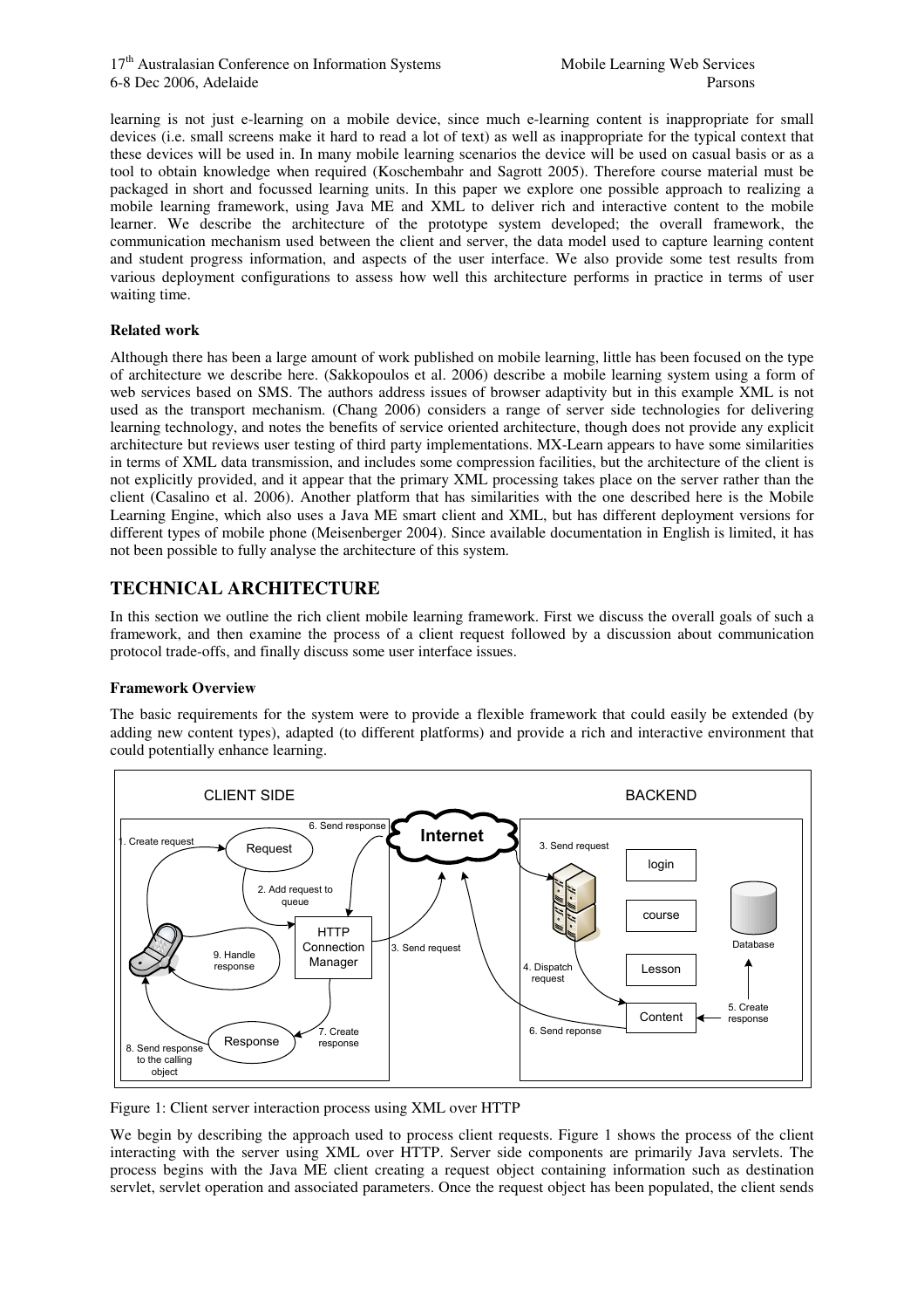learning is not just e-learning on a mobile device, since much e-learning content is inappropriate for small devices (i.e. small screens make it hard to read a lot of text) as well as inappropriate for the typical context that these devices will be used in. In many mobile learning scenarios the device will be used on casual basis or as a tool to obtain knowledge when required (Koschembahr and Sagrott 2005). Therefore course material must be packaged in short and focussed learning units. In this paper we explore one possible approach to realizing a mobile learning framework, using Java ME and XML to deliver rich and interactive content to the mobile learner. We describe the architecture of the prototype system developed; the overall framework, the communication mechanism used between the client and server, the data model used to capture learning content and student progress information, and aspects of the user interface. We also provide some test results from various deployment configurations to assess how well this architecture performs in practice in terms of user waiting time.

### Related work

Although there has been a large amount of work published on mobile learning, little has been focused on the type of architecture we describe here. (Sakkopoulos et al. 2006) describe a mobile learning system using a form of web services based on SMS. The authors address issues of browser adaptivity but in this example XML is not used as the transport mechanism. (Chang 2006) considers a range of server side technologies for delivering learning technology, and notes the benefits of service oriented architecture, though does not provide any explicit architecture but reviews user testing of third party implementations. MX-Learn appears to have some similarities in terms of XML data transmission, and includes some compression facilities, but the architecture of the client is not explicitly provided, and it appear that the primary XML processing takes place on the server rather than the client (Casalino et al. 2006). Another platform that has similarities with the one described here is the Mobile Learning Engine, which also uses a Java ME smart client and XML, but has different deployment versions for different types of mobile phone (Meisenberger 2004). Since available documentation in English is limited, it has not been possible to fully analyse the architecture of this system.

## TECHNICAL ARCHITECTURE

In this section we outline the rich client mobile learning framework. First we discuss the overall goals of such a framework, and then examine the process of a client request followed by a discussion about communication protocol trade-offs, and finally discuss some user interface issues.

### Framework Overview

The basic requirements for the system were to provide a flexible framework that could easily be extended (by adding new content types), adapted (to different platforms) and provide a rich and interactive environment that could potentially enhance learning.

Figure 1: Client server interaction process using XML over HTTP

We begin by describing the approach used to process client requests. Figure 1 shows the process of the client interacting with the server using XML over HTTP. Server side components are primarily Java servlets. The process begins with the Java ME client creating a request object containing information such as destination servlet, servlet operation and associated parameters. Once the request object has been populated, the client sends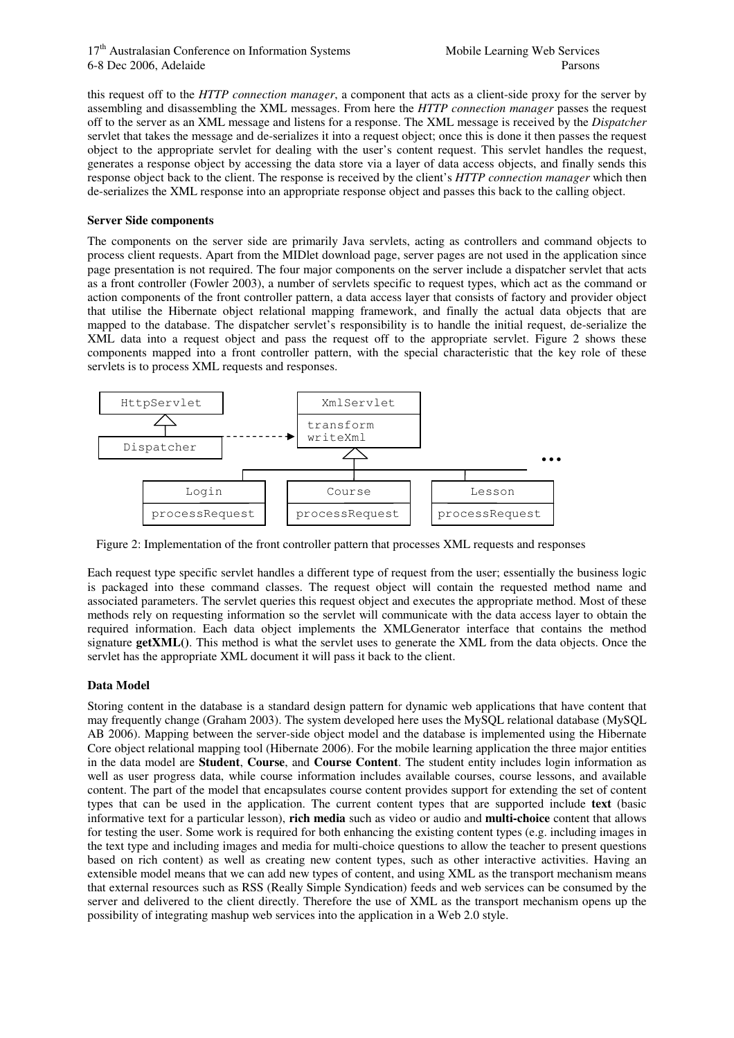this request off to the *HTTP connection manager*, a component that acts as a client-side proxy for the server by assembling and disassembling the XML messages. From here the *HTTP connection manager* passes the request off to the server as an XML message and listens for a response. The XML message is received by the *Dispatcher* servlet that takes the message and de-serializes it into a request object; once this is done it then passes the request object to the appropriate servlet for dealing with the user's content request. This servlet handles the request, generates a response object by accessing the data store via a layer of data access objects, and finally sends this response object back to the client. The response is received by the client's *HTTP connection manager* which then de-serializes the XML response into an appropriate response object and passes this back to the calling object.

**Server Side components**

The components on the server side are primarily Java servlets, acting as controllers and command objects to process client requests. Apart from the MIDlet download page, server pages are not used in the application since page presentation is not required. The four major components on the server include a dispatcher servlet that acts as a front controller (Fowler 2003), a number of servlets specific to request types, which act as the command or action components of the front controller pattern, a data access layer that consists of factory and provider object that utilise the Hibernate object relational mapping framework, and finally the actual data objects that are mapped to the database. The dispatcher servlet's responsibility is to handle the initial request, de-serialize the XML data into a request object and pass the request off to the appropriate servlet. Figure 2 shows these components mapped into a front controller pattern, with the special characteristic that the key role of these servlets is to process XML requests and responses.

Figure 2: Implementation of the front controller pattern that processes XML requests and responses

Each request type specific servlet handles a different type of request from the user; essentially the business logic is packaged into these command classes. The request object will contain the requested method name and associated parameters. The servlet queries this request object and executes the appropriate method. Most of these methods rely on requesting information so the servlet will communicate with the data access layer to obtain the required information. Each data object implements the XMLGenerator interface that contains the method signature **getXML()**. This method is what the servlet uses to generate the XML from the data objects. Once the servlet has the appropriate XML document it will pass it back to the client.

**Data Model**

Storing content in the database is a standard design pattern for dynamic web applications that have content that may frequently change (Graham 2003). The system developed here uses the MySQL relational database (MySQL AB 2006). Mapping between the server-side object model and the database is implemented using the Hibernate Core object relational mapping tool (Hibernate 2006). For the mobile learning application the three major entities in the data model are **Student**, **Course**, and **Course Content**. The student entity includes login information as well as user progress data, while course information includes available courses, course lessons, and available content. The part of the model that encapsulates course content provides support for extending the set of content types that can be used in the application. The current content types that are supported include **text** (basic informative text for a particular lesson), **rich media** such as video or audio and **multi-choice** content that allows for testing the user. Some work is required for both enhancing the existing content types (e.g. including images in the text type and including images and media for multi-choice questions to allow the teacher to present questions based on rich content) as well as creating new content types, such as other interactive activities. Having an extensible model means that we can add new types of content, and using XML as the transport mechanism means that external resources such as RSS (Really Simple Syndication) feeds and web services can be consumed by the server and delivered to the client directly. Therefore the use of XML as the transport mechanism opens up the possibility of integrating mashup web services into the application in a Web 2.0 style.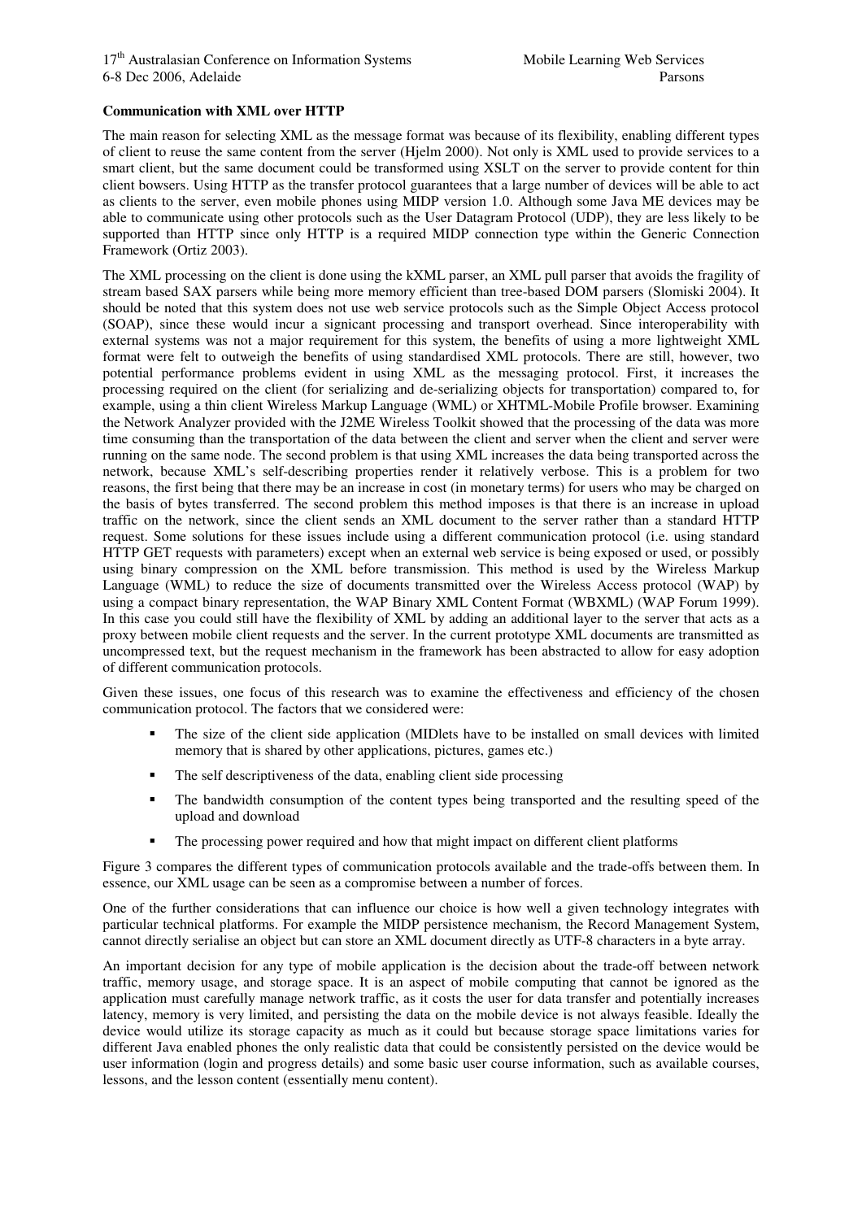**Communication with XML over HTTP**

The main reason for selecting XML as the message format was because of its flexibility, enabling different types of client to reuse the same content from the server (Hjelm 2000). Not only is XML used to provide services to a smart client, but the same document could be transformed using XSLT on the server to provide content for thin client bowsers. Using HTTP as the transfer protocol guarantees that a large number of devices will be able to act as clients to the server, even mobile phones using MIDP version 1.0. Although some Java ME devices may be able to communicate using other protocols such as the User Datagram Protocol (UDP), they are less likely to be supported than HTTP since only HTTP is a required MIDP connection type within the Generic Connection Framework (Ortiz 2003).

The XML processing on the client is done using the kXML parser, an XML pull parser that avoids the fragility of stream based SAX parsers while being more memory efficient than tree-based DOM parsers (Slomiski 2004). It should be noted that this system does not use web service protocols such as the Simple Object Access protocol (SOAP), since these would incur a signicant processing and transport overhead. Since interoperability with external systems was not a major requirement for this system, the benefits of using a more lightweight XML format were felt to outweigh the benefits of using standardised XML protocols. There are still, however, two potential performance problems evident in using XML as the messaging protocol. First, it increases the processing required on the client (for serializing and de-serializing objects for transportation) compared to, for example, using a thin client Wireless Markup Language (WML) or XHTML-Mobile Profile browser. Examining the Network Analyzer provided with the J2ME Wireless Toolkit showed that the processing of the data was more time consuming than the transportation of the data between the client and server when the client and server were running on the same node. The second problem is that using XML increases the data being transported across the network, because XML's self-describing properties render it relatively verbose. This is a problem for two reasons, the first being that there may be an increase in cost (in monetary terms) for users who may be charged on the basis of bytes transferred. The second problem this method imposes is that there is an increase in upload traffic on the network, since the client sends an XML document to the server rather than a standard HTTP request. Some solutions for these issues include using a different communication protocol (i.e. using standard HTTP GET requests with parameters) except when an external web service is being exposed or used, or possibly using binary compression on the XML before transmission. This method is used by the Wireless Markup Language (WML) to reduce the size of documents transmitted over the Wireless Access protocol (WAP) by using a compact binary representation, the WAP Binary XML Content Format (WBXML) (WAP Forum 1999). In this case you could still have the flexibility of XML by adding an additional layer to the server that acts as a proxy between mobile client requests and the server. In the current prototype XML documents are transmitted as uncompressed text, but the request mechanism in the framework has been abstracted to allow for easy adoption of different communication protocols.

Given these issues, one focus of this research was to examine the effectiveness and efficiency of the chosen communication protocol. The factors that we considered were:

- The size of the client side application (MIDlets have to be installed on small devices with limited memory that is shared by other applications, pictures, games etc.)
- The self descriptiveness of the data, enabling client side processing
- The bandwidth consumption of the content types being transported and the resulting speed of the upload and download
- The processing power required and how that might impact on different client platforms

Figure 3 compares the different types of communication protocols available and the trade-offs between them. In essence, our XML usage can be seen as a compromise between a number of forces.

One of the further considerations that can influence our choice is how well a given technology integrates with particular technical platforms. For example the MIDP persistence mechanism, the Record Management System, cannot directly serialise an object but can store an XML document directly as UTF-8 characters in a byte array.

An important decision for any type of mobile application is the decision about the trade-off between network traffic, memory usage, and storage space. It is an aspect of mobile computing that cannot be ignored as the application must carefully manage network traffic, as it costs the user for data transfer and potentially increases latency, memory is very limited, and persisting the data on the mobile device is not always feasible. Ideally the device would utilize its storage capacity as much as it could but because storage space limitations varies for different Java enabled phones the only realistic data that could be consistently persisted on the device would be user information (login and progress details) and some basic user course information, such as available courses, lessons, and the lesson content (essentially menu content).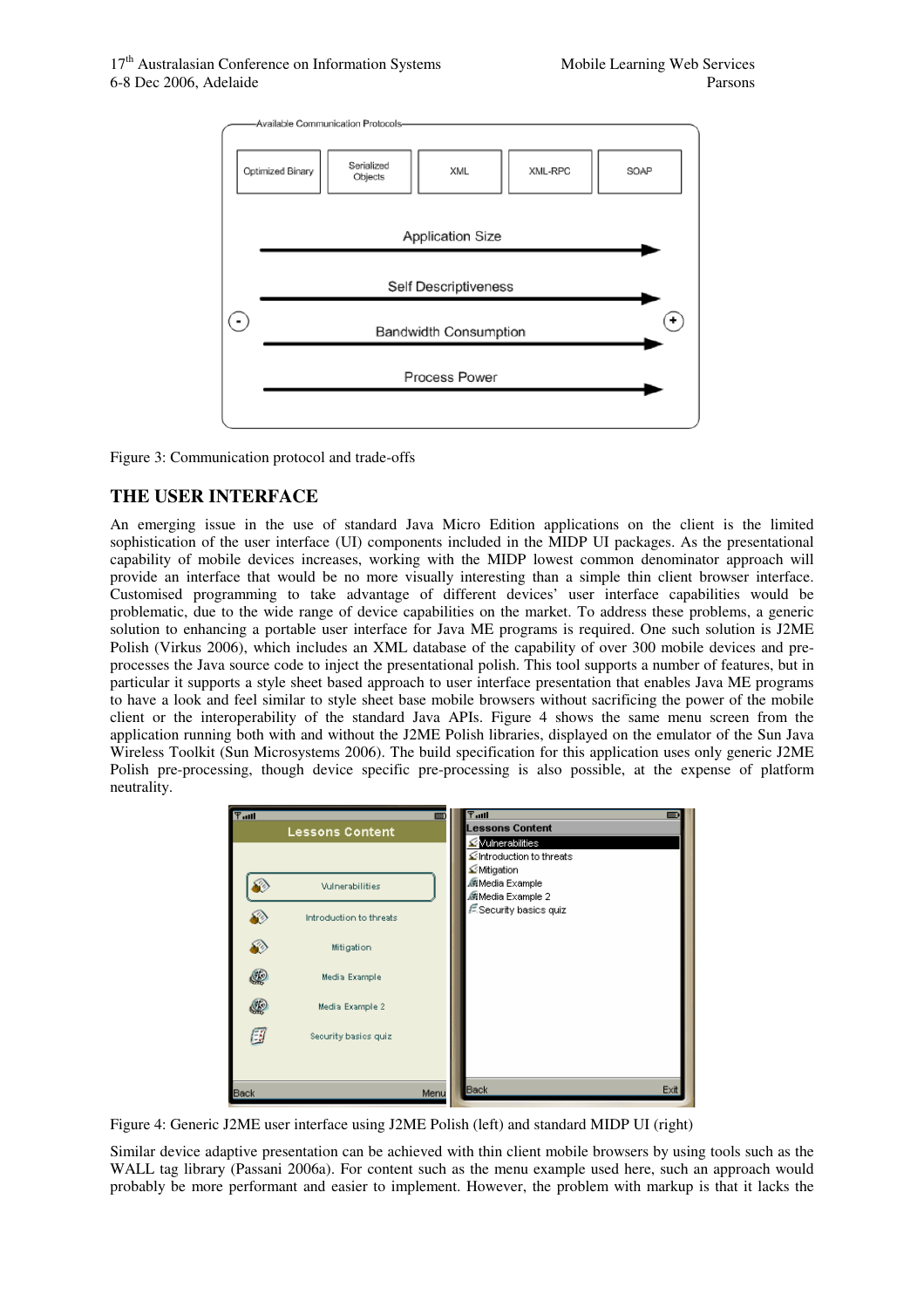Figure 3: Communication protocol and trade-offs

## THE USER INTERFACE

An emerging issue in the use of standard Java Micro Edition applications on the client is the limited sophistication of the user interface (UI) components included in the MIDP UI packages. As the presentational capability of mobile devices increases, working with the MIDP lowest common denominator approach will provide an interface that would be no more visually interesting than a simple thin client browser interface. Customised programming to take advantage of different devices' user interface capabilities would be problematic, due to the wide range of device capabilities on the market. To address these problems, a generic solution to enhancing a portable user interface for Java ME programs is required. One such solution is J2ME Polish (Virkus 2006), which includes an XML database of the capability of over 300 mobile devices and pre-processes the Java source code to inject the presentational polish. This tool supports a number of features, but in particular it supports a style sheet based approach to user interface presentation that enables Java ME programs to have a look and feel similar to style sheet base mobile browsers without sacrificing the power of the mobile client or the interoperability of the standard Java APIs. Figure 4 shows the same menu screen from the application running both with and without the J2ME Polish libraries, displayed on the emulator of the Sun Java Wireless Toolkit (Sun Microsystems 2006). The build specification for this application uses only generic J2ME Polish pre-processing, though device specific pre-processing is also possible, at the expense of platform neutrality.

Figure 4: Generic J2ME user interface using J2ME Polish (left) and standard MIDP UI (right)

Similar device adaptive presentation can be achieved with thin client mobile browsers by using tools such as the WALL tag library (Passani 2006a). For content such as the menu example used here, such an approach would probably be more performant and easier to implement. However, the problem with markup is that it lacks the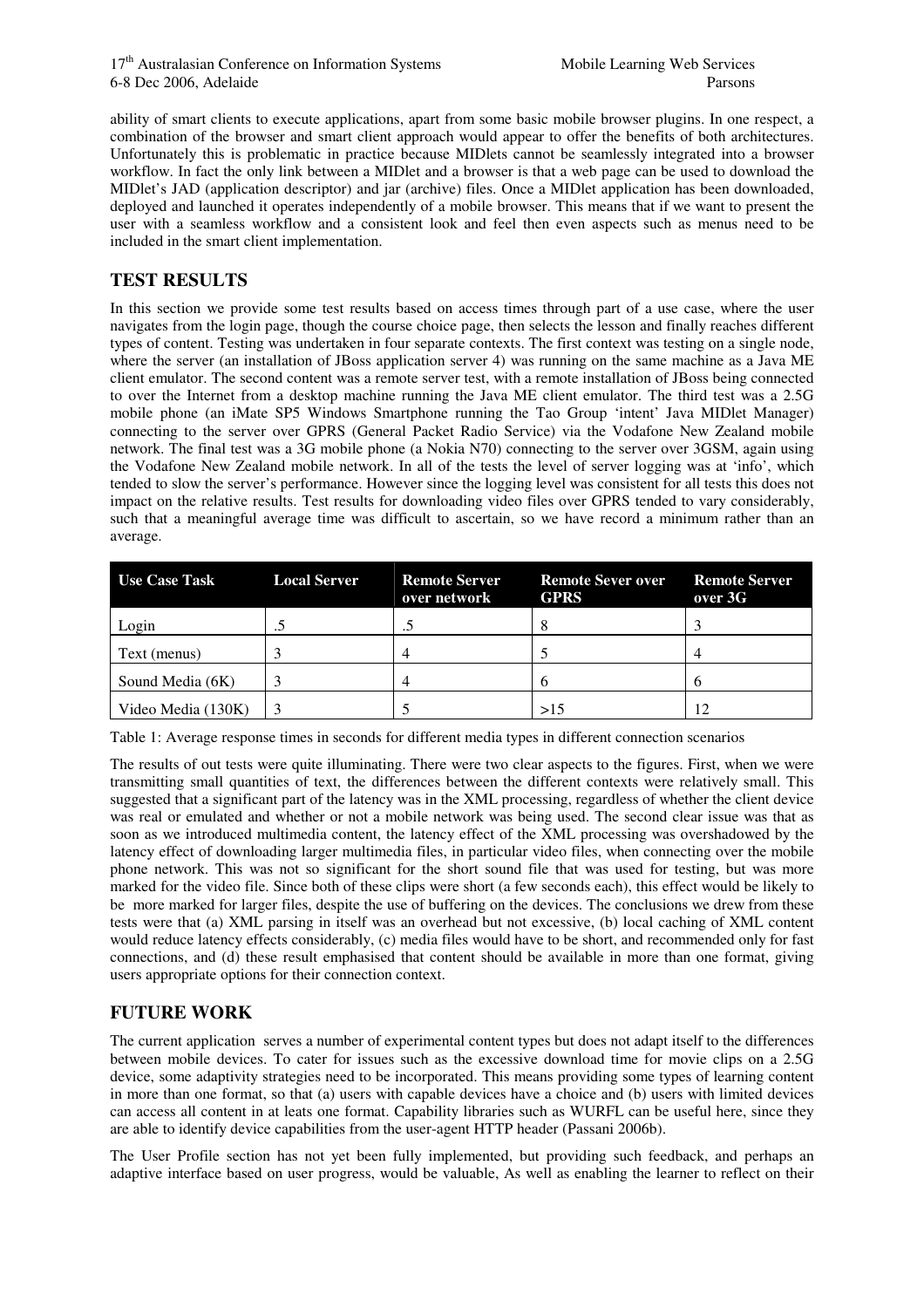ability of smart clients to execute applications, apart from some basic mobile browser plugins. In one respect, a combination of the browser and smart client approach would appear to offer the benefits of both architectures. Unfortunately this is problematic in practice because MIDlets cannot be seamlessly integrated into a browser workflow. In fact the only link between a MIDlet and a browser is that a web page can be used to download the MIDlet's JAD (application descriptor) and jar (archive) files. Once a MIDlet application has been downloaded, deployed and launched it operates independently of a mobile browser. This means that if we want to present the user with a seamless workflow and a consistent look and feel then even aspects such as menus need to be included in the smart client implementation.

## TEST RESULTS

In this section we provide some test results based on access times through part of a use case, where the user navigates from the login page, though the course choice page, then selects the lesson and finally reaches different types of content. Testing was undertaken in four separate contexts. The first context was testing on a single node, where the server (an installation of JBoss application server 4) was running on the same machine as a Java ME client emulator. The second content was a remote server test, with a remote installation of JBoss being connected to over the Internet from a desktop machine running the Java ME client emulator. The third test was a 2.5G mobile phone (an iMate SP5 Windows Smartphone running the Tao Group 'intent' Java MIDlet Manager) connecting to the server over GPRS (General Packet Radio Service) via the Vodafone New Zealand mobile network. The final test was a 3G mobile phone (a Nokia N70) connecting to the server over 3GSM, again using the Vodafone New Zealand mobile network. In all of the tests the level of server logging was at 'info', which tended to slow the server's performance. However since the logging level was consistent for all tests this does not impact on the relative results. Test results for downloading video files over GPRS tended to vary considerably, such that a meaningful average time was difficult to ascertain, so we have record a minimum rather than an average.

| Use Case Task | Local Server | Remote Server over network | Remote Sever over GPRS | Remote Server over 3G |
|---|---|---|---|---|
| Login | .5 | .5 | 8 | 3 |
| Text (menus) | 3 | 4 | 5 | 4 |
| Sound Media (6K) | 3 | 4 | 6 | 6 |
| Video Media (130K) | 3 | 5 | >15 | 12 |

Table 1: Average response times in seconds for different media types in different connection scenarios

The results of out tests were quite illuminating. There were two clear aspects to the figures. First, when we were transmitting small quantities of text, the differences between the different contexts were relatively small. This suggested that a significant part of the latency was in the XML processing, regardless of whether the client device was real or emulated and whether or not a mobile network was being used. The second clear issue was that as soon as we introduced multimedia content, the latency effect of the XML processing was overshadowed by the latency effect of downloading larger multimedia files, in particular video files, when connecting over the mobile phone network. This was not so significant for the short sound file that was used for testing, but was more marked for the video file. Since both of these clips were short (a few seconds each), this effect would be likely to be more marked for larger files, despite the use of buffering on the devices. The conclusions we drew from these tests were that (a) XML parsing in itself was an overhead but not excessive, (b) local caching of XML content would reduce latency effects considerably, (c) media files would have to be short, and recommended only for fast connections, and (d) these result emphasised that content should be available in more than one format, giving users appropriate options for their connection context.

## FUTURE WORK

The current application serves a number of experimental content types but does not adapt itself to the differences between mobile devices. To cater for issues such as the excessive download time for movie clips on a 2.5G device, some adaptivity strategies need to be incorporated. This means providing some types of learning content in more than one format, so that (a) users with capable devices have a choice and (b) users with limited devices can access all content in at leats one format. Capability libraries such as WURFL can be useful here, since they are able to identify device capabilities from the user-agent HTTP header (Passani 2006b).

The User Profile section has not yet been fully implemented, but providing such feedback, and perhaps an adaptive interface based on user progress, would be valuable, As well as enabling the learner to reflect on their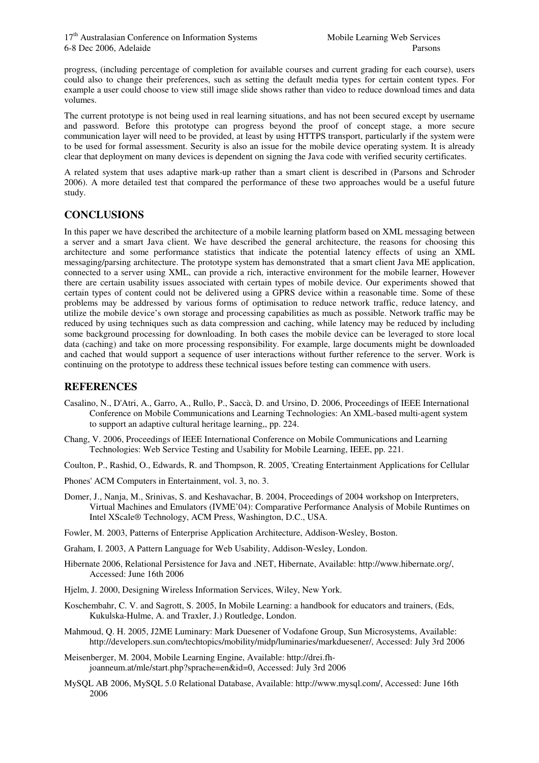progress, (including percentage of completion for available courses and current grading for each course), users could also to change their preferences, such as setting the default media types for certain content types. For example a user could choose to view still image slide shows rather than video to reduce download times and data volumes.

The current prototype is not being used in real learning situations, and has not been secured except by username and password. Before this prototype can progress beyond the proof of concept stage, a more secure communication layer will need to be provided, at least by using HTTPS transport, particularly if the system were to be used for formal assessment. Security is also an issue for the mobile device operating system. It is already clear that deployment on many devices is dependent on signing the Java code with verified security certificates.

A related system that uses adaptive mark-up rather than a smart client is described in (Parsons and Schroder 2006). A more detailed test that compared the performance of these two approaches would be a useful future study.

## CONCLUSIONS

In this paper we have described the architecture of a mobile learning platform based on XML messaging between a server and a smart Java client. We have described the general architecture, the reasons for choosing this architecture and some performance statistics that indicate the potential latency effects of using an XML messaging/parsing architecture. The prototype system has demonstrated that a smart client Java ME application, connected to a server using XML, can provide a rich, interactive environment for the mobile learner, However there are certain usability issues associated with certain types of mobile device. Our experiments showed that certain types of content could not be delivered using a GPRS device within a reasonable time. Some of these problems may be addressed by various forms of optimisation to reduce network traffic, reduce latency, and utilize the mobile device's own storage and processing capabilities as much as possible. Network traffic may be reduced by using techniques such as data compression and caching, while latency may be reduced by including some background processing for downloading. In both cases the mobile device can be leveraged to store local data (caching) and take on more processing responsibility. For example, large documents might be downloaded and cached that would support a sequence of user interactions without further reference to the server. Work is continuing on the prototype to address these technical issues before testing can commence with users.

## REFERENCES

Casalino, N., D'Atri, A., Garro, A., Rullo, P., Saccà, D. and Ursino, D. 2006, Proceedings of IEEE International Conference on Mobile Communications and Learning Technologies: An XML-based multi-agent system to support an adaptive cultural heritage learning,, pp. 224.

Chang, V. 2006, Proceedings of IEEE International Conference on Mobile Communications and Learning Technologies: Web Service Testing and Usability for Mobile Learning, IEEE, pp. 221.

Coulton, P., Rashid, O., Edwards, R. and Thompson, R. 2005, 'Creating Entertainment Applications for Cellular

Phones' ACM Computers in Entertainment, vol. 3, no. 3.

Domer, J., Nanja, M., Srinivas, S. and Keshavachar, B. 2004, Proceedings of 2004 workshop on Interpreters, Virtual Machines and Emulators (IVME'04): Comparative Performance Analysis of Mobile Runtimes on Intel XScale® Technology, ACM Press, Washington, D.C., USA.

Fowler, M. 2003, Patterns of Enterprise Application Architecture, Addison-Wesley, Boston.

Graham, I. 2003, A Pattern Language for Web Usability, Addison-Wesley, London.

Hibernate 2006, Relational Persistence for Java and .NET, Hibernate, Available: http://www.hibernate.org/, Accessed: June 16th 2006

Hjelm, J. 2000, Designing Wireless Information Services, Wiley, New York.

Koschembahr, C. V. and Sagrott, S. 2005, In Mobile Learning: a handbook for educators and trainers, (Eds, Kukulska-Hulme, A. and Traxler, J.) Routledge, London.

Mahmoud, Q. H. 2005, J2ME Luminary: Mark Duesener of Vodafone Group, Sun Microsystems, Available: http://developers.sun.com/techtopics/mobility/midp/luminaries/markduesener/, Accessed: July 3rd 2006

Meisenberger, M. 2004, Mobile Learning Engine, Available: http://drei.fh-joanneum.at/mle/start.php?sprache=en&id=0, Accessed: July 3rd 2006

MySQL AB 2006, MySQL 5.0 Relational Database, Available: http://www.mysql.com/, Accessed: June 16th 2006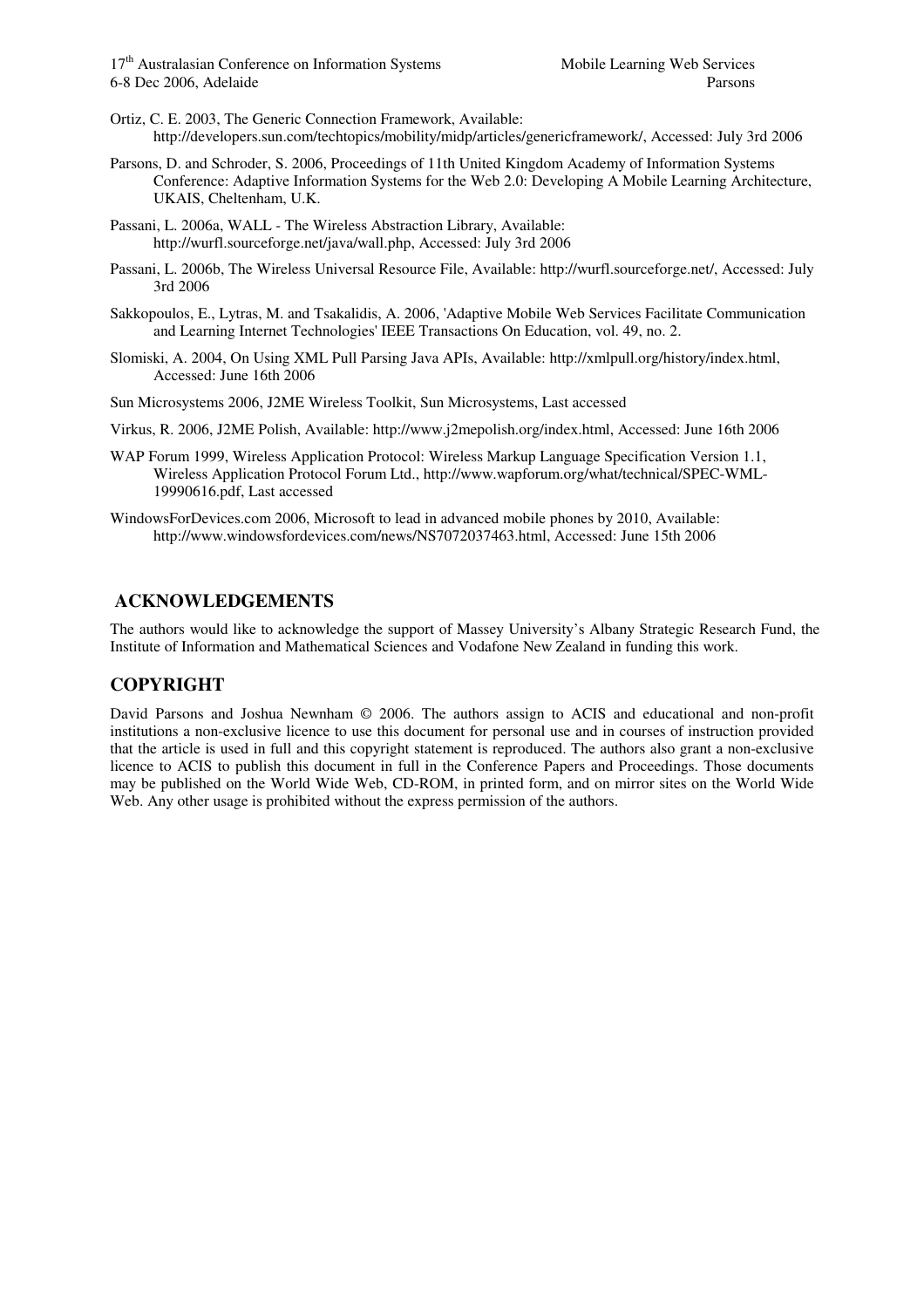Ortiz, C. E. 2003, The Generic Connection Framework, Available: http://developers.sun.com/techtopics/mobility/midp/articles/genericframework/, Accessed: July 3rd 2006

Parsons, D. and Schroder, S. 2006, Proceedings of 11th United Kingdom Academy of Information Systems Conference: Adaptive Information Systems for the Web 2.0: Developing A Mobile Learning Architecture, UKAIS, Cheltenham, U.K.

Passani, L. 2006a, WALL - The Wireless Abstraction Library, Available: http://wurfl.sourceforge.net/java/wall.php, Accessed: July 3rd 2006

Passani, L. 2006b, The Wireless Universal Resource File, Available: http://wurfl.sourceforge.net/, Accessed: July 3rd 2006

Sakkopoulos, E., Lytras, M. and Tsakalidis, A. 2006, 'Adaptive Mobile Web Services Facilitate Communication and Learning Internet Technologies' IEEE Transactions On Education, vol. 49, no. 2.

Slomiski, A. 2004, On Using XML Pull Parsing Java APIs, Available: http://xmlpull.org/history/index.html, Accessed: June 16th 2006

Sun Microsystems 2006, J2ME Wireless Toolkit, Sun Microsystems, Last accessed

Virkus, R. 2006, J2ME Polish, Available: http://www.j2mepolish.org/index.html, Accessed: June 16th 2006

WAP Forum 1999, Wireless Application Protocol: Wireless Markup Language Specification Version 1.1, Wireless Application Protocol Forum Ltd., http://www.wapforum.org/what/technical/SPEC-WML-19990616.pdf, Last accessed

WindowsForDevices.com 2006, Microsoft to lead in advanced mobile phones by 2010, Available: http://www.windowsfordevices.com/news/NS7072037463.html, Accessed: June 15th 2006

## ACKNOWLEDGEMENTS

The authors would like to acknowledge the support of Massey University's Albany Strategic Research Fund, the Institute of Information and Mathematical Sciences and Vodafone New Zealand in funding this work.

## COPYRIGHT

David Parsons and Joshua Newnham © 2006. The authors assign to ACIS and educational and non-profit institutions a non-exclusive licence to use this document for personal use and in courses of instruction provided that the article is used in full and this copyright statement is reproduced. The authors also grant a non-exclusive licence to ACIS to publish this document in full in the Conference Papers and Proceedings. Those documents may be published on the World Wide Web, CD-ROM, in printed form, and on mirror sites on the World Wide Web. Any other usage is prohibited without the express permission of the authors.